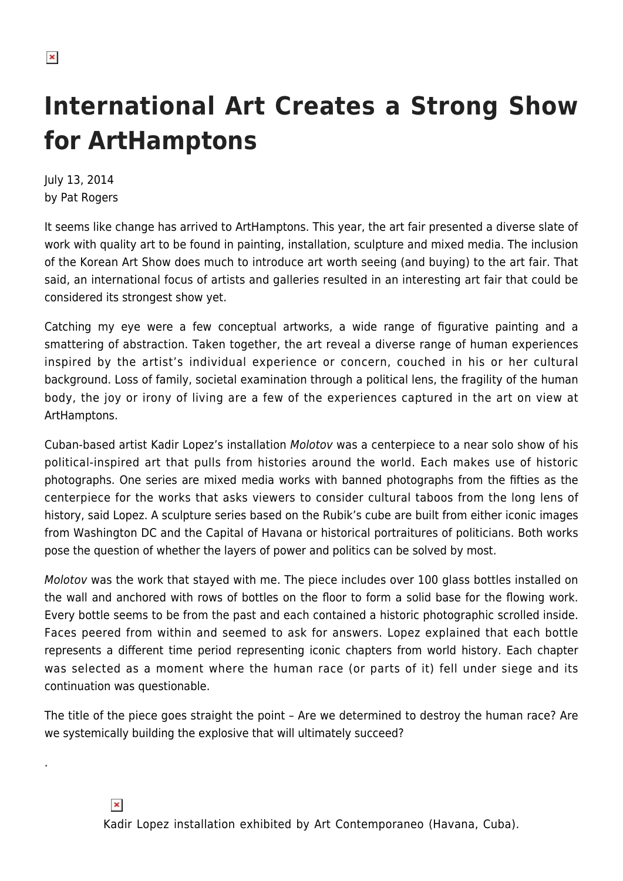# International Art Creates a Strong Show for ArtHamptons

July 13, 2014
by Pat Rogers

It seems like change has arrived to ArtHamptons. This year, the art fair presented a diverse slate of work with quality art to be found in painting, installation, sculpture and mixed media. The inclusion of the Korean Art Show does much to introduce art worth seeing (and buying) to the art fair. That said, an international focus of artists and galleries resulted in an interesting art fair that could be considered its strongest show yet.

Catching my eye were a few conceptual artworks, a wide range of figurative painting and a smattering of abstraction. Taken together, the art reveal a diverse range of human experiences inspired by the artist's individual experience or concern, couched in his or her cultural background. Loss of family, societal examination through a political lens, the fragility of the human body, the joy or irony of living are a few of the experiences captured in the art on view at ArtHamptons.

Cuban-based artist Kadir Lopez's installation *Molotov* was a centerpiece to a near solo show of his political-inspired art that pulls from histories around the world. Each makes use of historic photographs. One series are mixed media works with banned photographs from the fifties as the centerpiece for the works that asks viewers to consider cultural taboos from the long lens of history, said Lopez. A sculpture series based on the Rubik's cube are built from either iconic images from Washington DC and the Capital of Havana or historical portraitures of politicians. Both works pose the question of whether the layers of power and politics can be solved by most.

*Molotov* was the work that stayed with me. The piece includes over 100 glass bottles installed on the wall and anchored with rows of bottles on the floor to form a solid base for the flowing work. Every bottle seems to be from the past and each contained a historic photographic scrolled inside. Faces peered from within and seemed to ask for answers. Lopez explained that each bottle represents a different time period representing iconic chapters from world history. Each chapter was selected as a moment where the human race (or parts of it) fell under siege and its continuation was questionable.

The title of the piece goes straight the point – Are we determined to destroy the human race? Are we systemically building the explosive that will ultimately succeed?

.

Kadir Lopez installation exhibited by Art Contemporaneo (Havana, Cuba).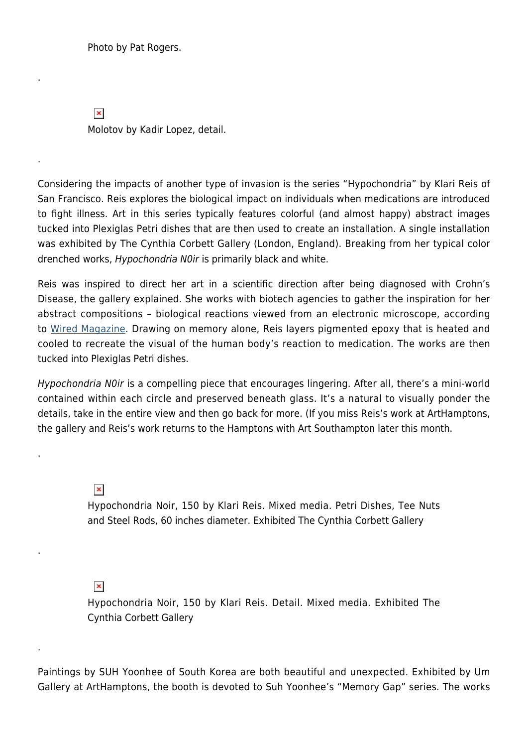Photo by Pat Rogers.

.

Molotov by Kadir Lopez, detail.

.

Considering the impacts of another type of invasion is the series "Hypochondria" by Klari Reis of San Francisco. Reis explores the biological impact on individuals when medications are introduced to fight illness. Art in this series typically features colorful (and almost happy) abstract images tucked into Plexiglas Petri dishes that are then used to create an installation. A single installation was exhibited by The Cynthia Corbett Gallery (London, England). Breaking from her typical color drenched works, *Hypochondria N0ir* is primarily black and white.

Reis was inspired to direct her art in a scientific direction after being diagnosed with Crohn's Disease, the gallery explained. She works with biotech agencies to gather the inspiration for her abstract compositions – biological reactions viewed from an electronic microscope, according to Wired Magazine. Drawing on memory alone, Reis layers pigmented epoxy that is heated and cooled to recreate the visual of the human body's reaction to medication. The works are then tucked into Plexiglas Petri dishes.

*Hypochondria N0ir* is a compelling piece that encourages lingering. After all, there's a mini-world contained within each circle and preserved beneath glass. It's a natural to visually ponder the details, take in the entire view and then go back for more. (If you miss Reis's work at ArtHamptons, the gallery and Reis's work returns to the Hamptons with Art Southampton later this month.

.

Hypochondria Noir, 150 by Klari Reis. Mixed media. Petri Dishes, Tee Nuts and Steel Rods, 60 inches diameter. Exhibited The Cynthia Corbett Gallery

.

Hypochondria Noir, 150 by Klari Reis. Detail. Mixed media. Exhibited The Cynthia Corbett Gallery

.

Paintings by SUH Yoonhee of South Korea are both beautiful and unexpected. Exhibited by Um Gallery at ArtHamptons, the booth is devoted to Suh Yoonhee's "Memory Gap" series. The works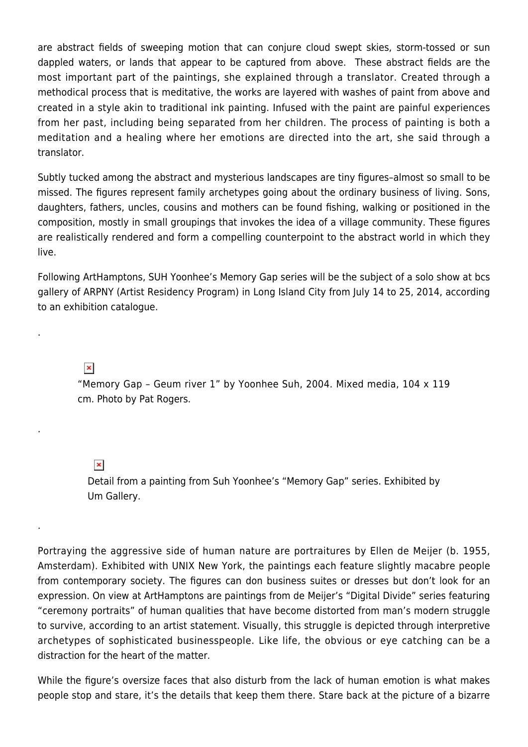are abstract fields of sweeping motion that can conjure cloud swept skies, storm-tossed or sun dappled waters, or lands that appear to be captured from above. These abstract fields are the most important part of the paintings, she explained through a translator. Created through a methodical process that is meditative, the works are layered with washes of paint from above and created in a style akin to traditional ink painting. Infused with the paint are painful experiences from her past, including being separated from her children. The process of painting is both a meditation and a healing where her emotions are directed into the art, she said through a translator.

Subtly tucked among the abstract and mysterious landscapes are tiny figures–almost so small to be missed. The figures represent family archetypes going about the ordinary business of living. Sons, daughters, fathers, uncles, cousins and mothers can be found fishing, walking or positioned in the composition, mostly in small groupings that invokes the idea of a village community. These figures are realistically rendered and form a compelling counterpoint to the abstract world in which they live.

Following ArtHamptons, SUH Yoonhee's Memory Gap series will be the subject of a solo show at bcs gallery of ARPNY (Artist Residency Program) in Long Island City from July 14 to 25, 2014, according to an exhibition catalogue.

.

"Memory Gap – Geum river 1" by Yoonhee Suh, 2004. Mixed media, 104 x 119 cm. Photo by Pat Rogers.

.

Detail from a painting from Suh Yoonhee's "Memory Gap" series. Exhibited by Um Gallery.

.

Portraying the aggressive side of human nature are portraitures by Ellen de Meijer (b. 1955, Amsterdam). Exhibited with UNIX New York, the paintings each feature slightly macabre people from contemporary society. The figures can don business suites or dresses but don't look for an expression. On view at ArtHamptons are paintings from de Meijer's "Digital Divide" series featuring "ceremony portraits" of human qualities that have become distorted from man's modern struggle to survive, according to an artist statement. Visually, this struggle is depicted through interpretive archetypes of sophisticated businesspeople. Like life, the obvious or eye catching can be a distraction for the heart of the matter.

While the figure's oversize faces that also disturb from the lack of human emotion is what makes people stop and stare, it's the details that keep them there. Stare back at the picture of a bizarre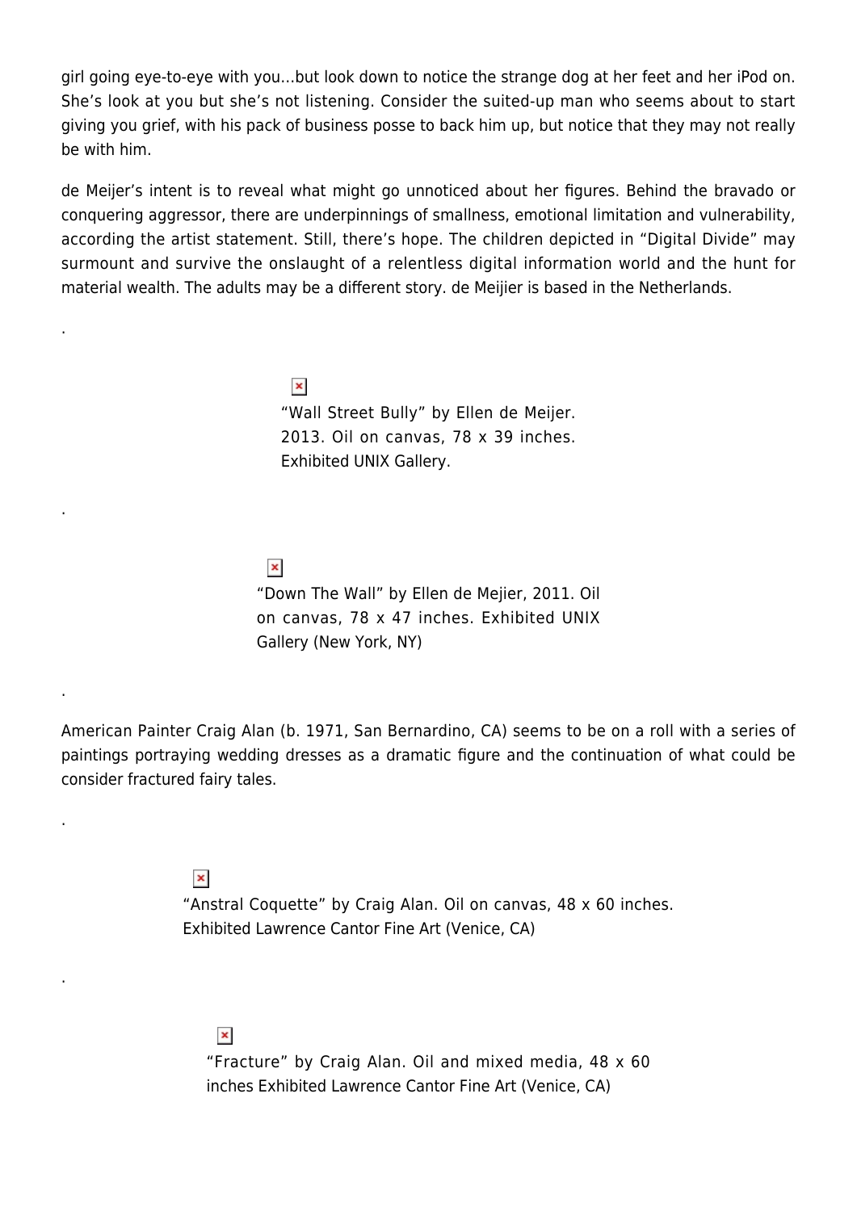girl going eye-to-eye with you…but look down to notice the strange dog at her feet and her iPod on. She's look at you but she's not listening. Consider the suited-up man who seems about to start giving you grief, with his pack of business posse to back him up, but notice that they may not really be with him.

de Meijer's intent is to reveal what might go unnoticed about her figures. Behind the bravado or conquering aggressor, there are underpinnings of smallness, emotional limitation and vulnerability, according the artist statement. Still, there's hope. The children depicted in "Digital Divide" may surmount and survive the onslaught of a relentless digital information world and the hunt for material wealth. The adults may be a different story. de Meijier is based in the Netherlands.

.

"Wall Street Bully" by Ellen de Meijer. 2013. Oil on canvas, 78 x 39 inches. Exhibited UNIX Gallery.

.

"Down The Wall" by Ellen de Mejier, 2011. Oil on canvas, 78 x 47 inches. Exhibited UNIX Gallery (New York, NY)

.

American Painter Craig Alan (b. 1971, San Bernardino, CA) seems to be on a roll with a series of paintings portraying wedding dresses as a dramatic figure and the continuation of what could be consider fractured fairy tales.

.

"Anstral Coquette" by Craig Alan. Oil on canvas, 48 x 60 inches. Exhibited Lawrence Cantor Fine Art (Venice, CA)

.

"Fracture" by Craig Alan. Oil and mixed media, 48 x 60 inches Exhibited Lawrence Cantor Fine Art (Venice, CA)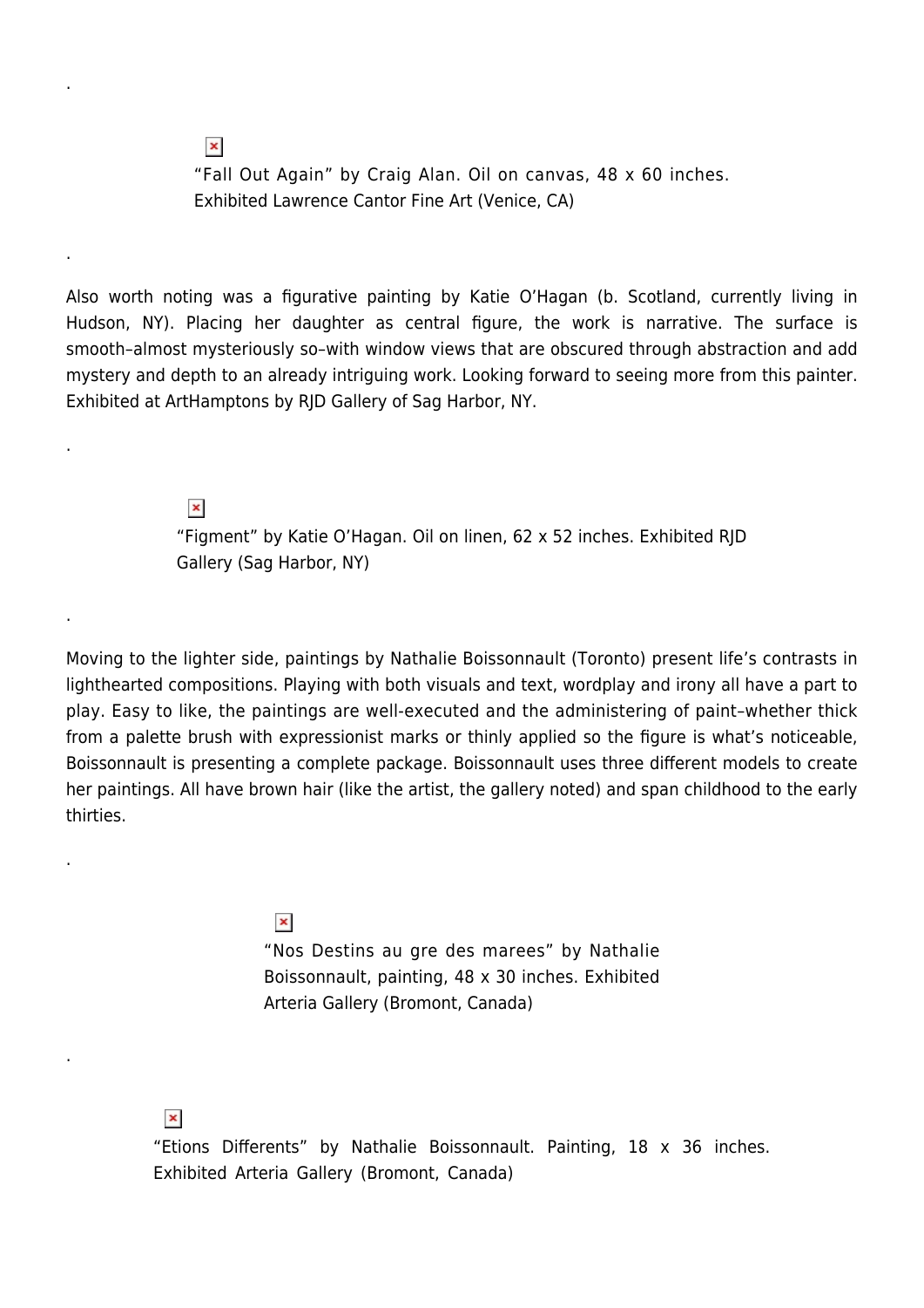.

“Fall Out Again” by Craig Alan. Oil on canvas, 48 x 60 inches. Exhibited Lawrence Cantor Fine Art (Venice, CA)

.

Also worth noting was a figurative painting by Katie O’Hagan (b. Scotland, currently living in Hudson, NY). Placing her daughter as central figure, the work is narrative. The surface is smooth–almost mysteriously so–with window views that are obscured through abstraction and add mystery and depth to an already intriguing work. Looking forward to seeing more from this painter. Exhibited at ArtHamptons by RJD Gallery of Sag Harbor, NY.

.

“Figment” by Katie O’Hagan. Oil on linen, 62 x 52 inches. Exhibited RJD Gallery (Sag Harbor, NY)

.

Moving to the lighter side, paintings by Nathalie Boissonnault (Toronto) present life’s contrasts in lighthearted compositions. Playing with both visuals and text, wordplay and irony all have a part to play. Easy to like, the paintings are well-executed and the administering of paint–whether thick from a palette brush with expressionist marks or thinly applied so the figure is what’s noticeable, Boissonnault is presenting a complete package. Boissonnault uses three different models to create her paintings. All have brown hair (like the artist, the gallery noted) and span childhood to the early thirties.

.

“Nos Destins au gre des marees” by Nathalie Boissonnault, painting, 48 x 30 inches. Exhibited Arteria Gallery (Bromont, Canada)

.

“Etions Differents” by Nathalie Boissonnault. Painting, 18 x 36 inches. Exhibited Arteria Gallery (Bromont, Canada)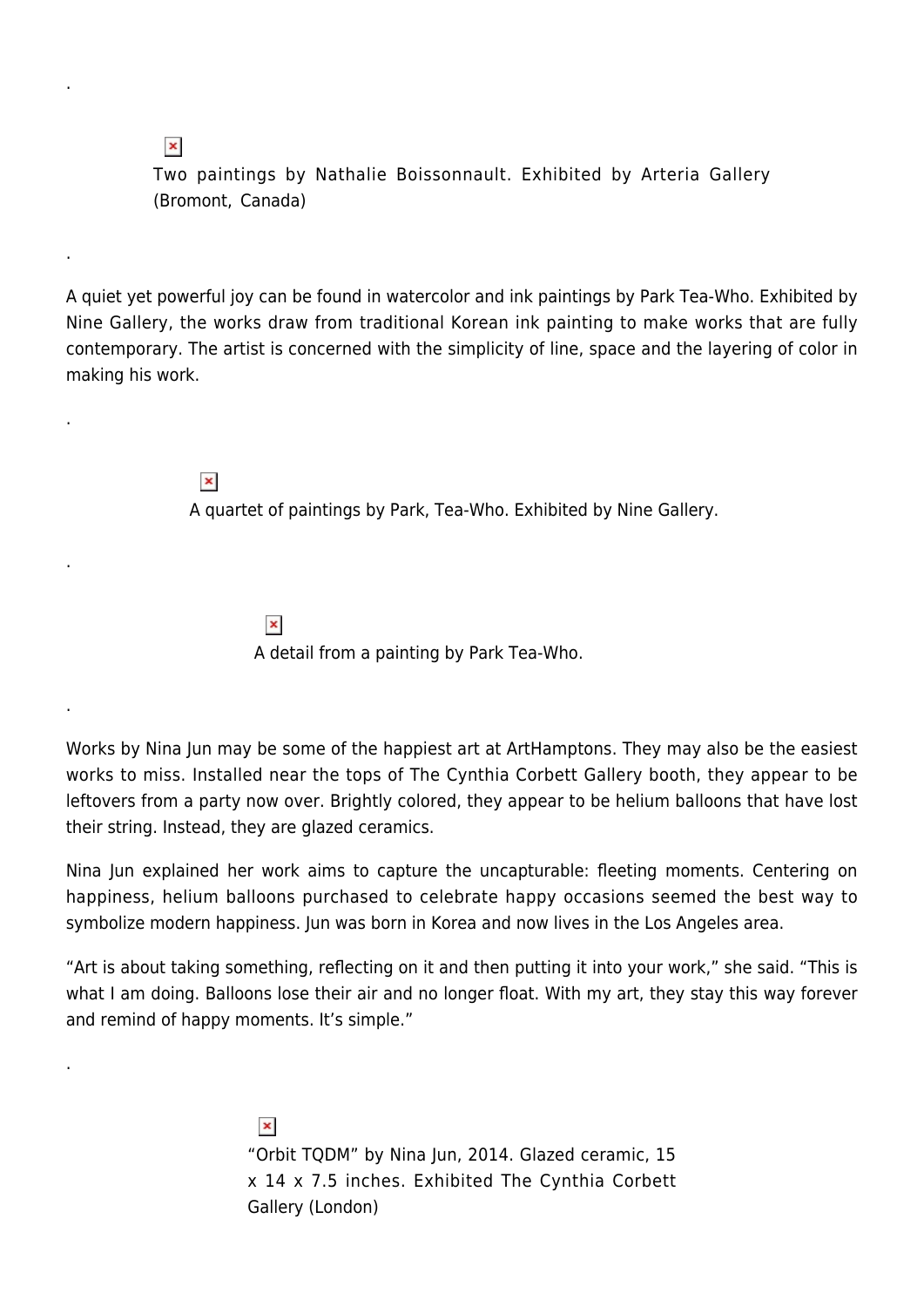.

Two paintings by Nathalie Boissonnault. Exhibited by Arteria Gallery (Bromont, Canada)

.

A quiet yet powerful joy can be found in watercolor and ink paintings by Park Tea-Who. Exhibited by Nine Gallery, the works draw from traditional Korean ink painting to make works that are fully contemporary. The artist is concerned with the simplicity of line, space and the layering of color in making his work.

.

A quartet of paintings by Park, Tea-Who. Exhibited by Nine Gallery.

.

A detail from a painting by Park Tea-Who.

.

Works by Nina Jun may be some of the happiest art at ArtHamptons. They may also be the easiest works to miss. Installed near the tops of The Cynthia Corbett Gallery booth, they appear to be leftovers from a party now over. Brightly colored, they appear to be helium balloons that have lost their string. Instead, they are glazed ceramics.

Nina Jun explained her work aims to capture the uncapturable: fleeting moments. Centering on happiness, helium balloons purchased to celebrate happy occasions seemed the best way to symbolize modern happiness. Jun was born in Korea and now lives in the Los Angeles area.

“Art is about taking something, reflecting on it and then putting it into your work,” she said. “This is what I am doing. Balloons lose their air and no longer float. With my art, they stay this way forever and remind of happy moments. It’s simple.”

.

“Orbit TQDM” by Nina Jun, 2014. Glazed ceramic, 15 x 14 x 7.5 inches. Exhibited The Cynthia Corbett Gallery (London)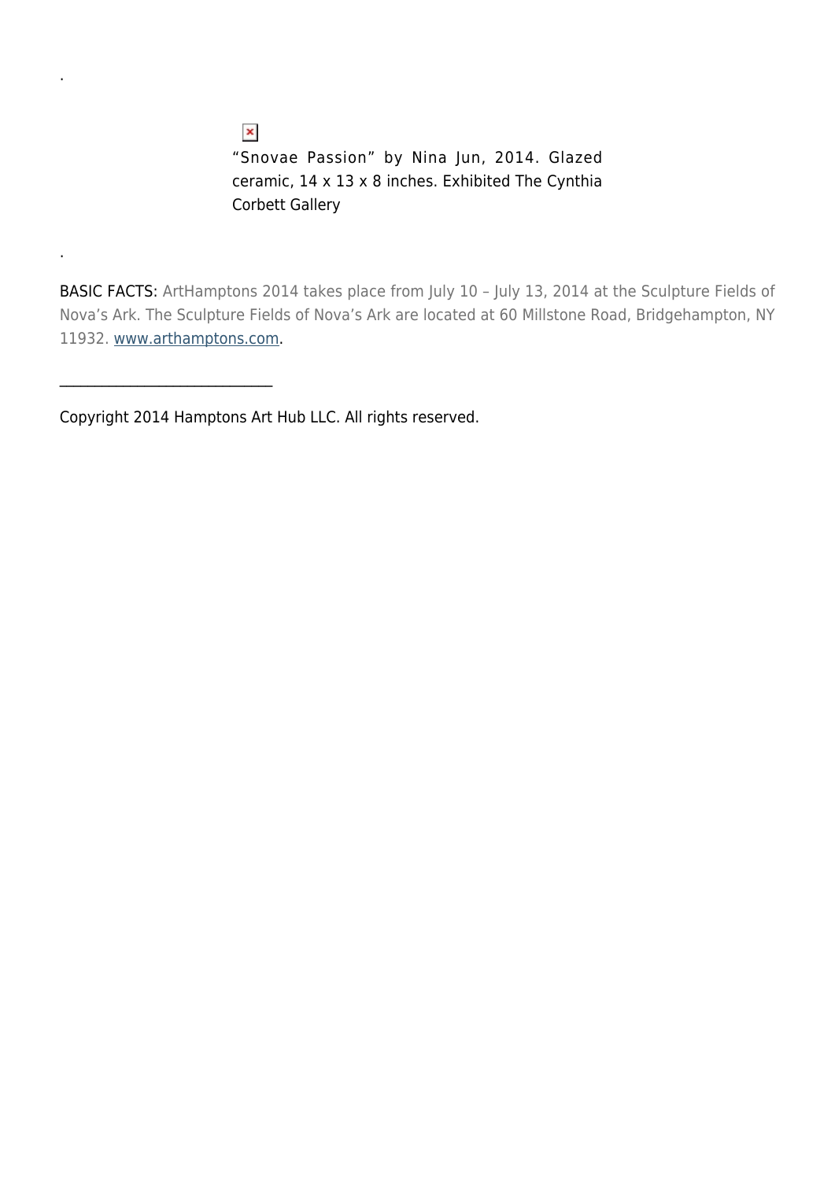.

"Snovae Passion" by Nina Jun, 2014. Glazed ceramic, 14 x 13 x 8 inches. Exhibited The Cynthia Corbett Gallery

.

BASIC FACTS: ArtHamptons 2014 takes place from July 10 – July 13, 2014 at the Sculpture Fields of Nova's Ark. The Sculpture Fields of Nova's Ark are located at 60 Millstone Road, Bridgehampton, NY 11932. www.arthamptons.com.

\_\_\_\_\_\_\_\_\_\_\_\_\_\_\_\_\_\_\_\_\_\_\_\_\_\_\_\_

Copyright 2014 Hamptons Art Hub LLC. All rights reserved.